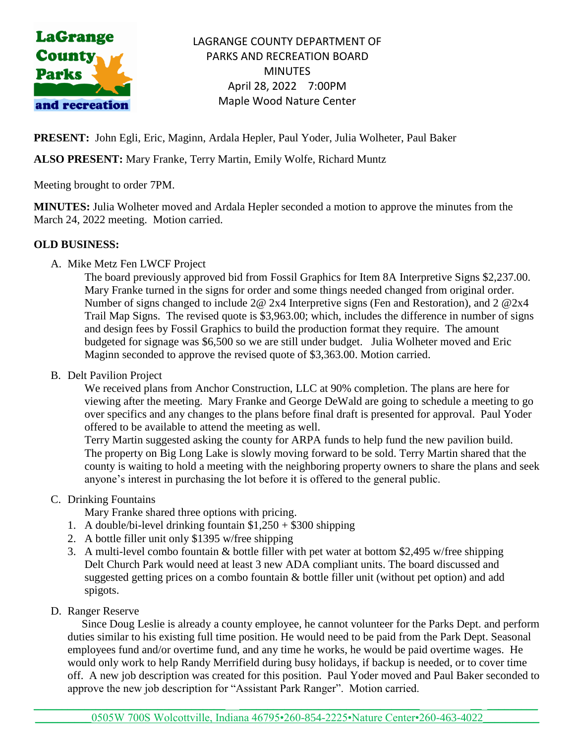# LAGRANGE COUNTY DEPARTMENT OF PARKS AND RECREATION BOARD MINUTES

April 28, 2022 7:00PM
Maple Wood Nature Center

**PRESENT:** John Egli, Eric, Maginn, Ardala Hepler, Paul Yoder, Julia Wolheter, Paul Baker

**ALSO PRESENT:** Mary Franke, Terry Martin, Emily Wolfe, Richard Muntz

Meeting brought to order 7PM.

**MINUTES:** Julia Wolheter moved and Ardala Hepler seconded a motion to approve the minutes from the March 24, 2022 meeting. Motion carried.

**OLD BUSINESS:**

A. Mike Metz Fen LWCF Project

The board previously approved bid from Fossil Graphics for Item 8A Interpretive Signs $2,237.00. Mary Franke turned in the signs for order and some things needed changed from original order. Number of signs changed to include 2@ 2x4 Interpretive signs (Fen and Restoration), and 2 @2x4 Trail Map Signs. The revised quote is $3,963.00; which, includes the difference in number of signs and design fees by Fossil Graphics to build the production format they require. The amount budgeted for signage was $6,500 so we are still under budget. Julia Wolheter moved and Eric Maginn seconded to approve the revised quote of $3,363.00. Motion carried.

B. Delt Pavilion Project

We received plans from Anchor Construction, LLC at 90% completion. The plans are here for viewing after the meeting. Mary Franke and George DeWald are going to schedule a meeting to go over specifics and any changes to the plans before final draft is presented for approval. Paul Yoder offered to be available to attend the meeting as well.

Terry Martin suggested asking the county for ARPA funds to help fund the new pavilion build. The property on Big Long Lake is slowly moving forward to be sold. Terry Martin shared that the county is waiting to hold a meeting with the neighboring property owners to share the plans and seek anyone's interest in purchasing the lot before it is offered to the general public.

C. Drinking Fountains

Mary Franke shared three options with pricing.

1. A double/bi-level drinking fountain $1,250 + $300 shipping
2. A bottle filler unit only $1395 w/free shipping
3. A multi-level combo fountain & bottle filler with pet water at bottom $2,495 w/free shipping

Delt Church Park would need at least 3 new ADA compliant units. The board discussed and suggested getting prices on a combo fountain & bottle filler unit (without pet option) and add spigots.

D. Ranger Reserve

Since Doug Leslie is already a county employee, he cannot volunteer for the Parks Dept. and perform duties similar to his existing full time position. He would need to be paid from the Park Dept. Seasonal employees fund and/or overtime fund, and any time he works, he would be paid overtime wages. He would only work to help Randy Merrifield during busy holidays, if backup is needed, or to cover time off. A new job description was created for this position. Paul Yoder moved and Paul Baker seconded to approve the new job description for "Assistant Park Ranger". Motion carried.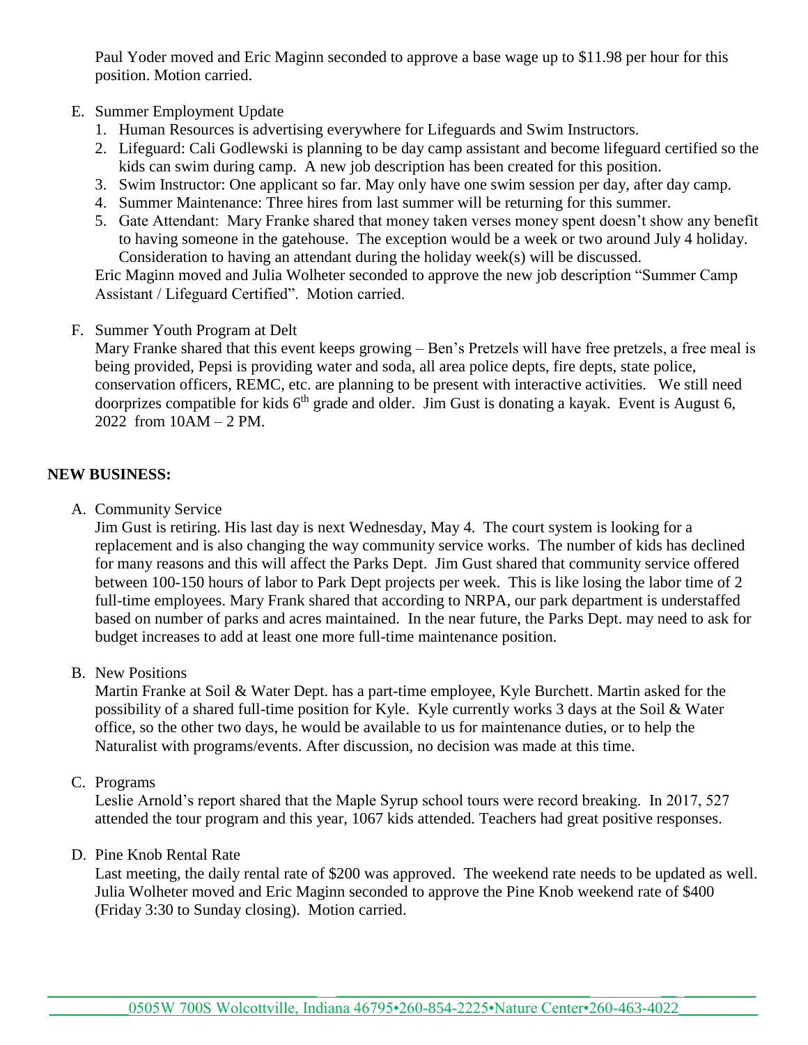Paul Yoder moved and Eric Maginn seconded to approve a base wage up to $11.98 per hour for this position. Motion carried.

E. Summer Employment Update
   1. Human Resources is advertising everywhere for Lifeguards and Swim Instructors.
   2. Lifeguard: Cali Godlewski is planning to be day camp assistant and become lifeguard certified so the kids can swim during camp. A new job description has been created for this position.
   3. Swim Instructor: One applicant so far. May only have one swim session per day, after day camp.
   4. Summer Maintenance: Three hires from last summer will be returning for this summer.
   5. Gate Attendant: Mary Franke shared that money taken verses money spent doesn't show any benefit to having someone in the gatehouse. The exception would be a week or two around July 4 holiday. Consideration to having an attendant during the holiday week(s) will be discussed.

   Eric Maginn moved and Julia Wolheter seconded to approve the new job description "Summer Camp Assistant / Lifeguard Certified". Motion carried.

F. Summer Youth Program at Delt

   Mary Franke shared that this event keeps growing – Ben's Pretzels will have free pretzels, a free meal is being provided, Pepsi is providing water and soda, all area police depts, fire depts, state police, conservation officers, REMC, etc. are planning to be present with interactive activities. We still need doorprizes compatible for kids 6th grade and older. Jim Gust is donating a kayak. Event is August 6, 2022 from 10AM – 2 PM.

**NEW BUSINESS:**

A. Community Service

   Jim Gust is retiring. His last day is next Wednesday, May 4. The court system is looking for a replacement and is also changing the way community service works. The number of kids has declined for many reasons and this will affect the Parks Dept. Jim Gust shared that community service offered between 100-150 hours of labor to Park Dept projects per week. This is like losing the labor time of 2 full-time employees. Mary Frank shared that according to NRPA, our park department is understaffed based on number of parks and acres maintained. In the near future, the Parks Dept. may need to ask for budget increases to add at least one more full-time maintenance position.

B. New Positions

   Martin Franke at Soil & Water Dept. has a part-time employee, Kyle Burchett. Martin asked for the possibility of a shared full-time position for Kyle. Kyle currently works 3 days at the Soil & Water office, so the other two days, he would be available to us for maintenance duties, or to help the Naturalist with programs/events. After discussion, no decision was made at this time.

C. Programs

   Leslie Arnold's report shared that the Maple Syrup school tours were record breaking. In 2017, 527 attended the tour program and this year, 1067 kids attended. Teachers had great positive responses.

D. Pine Knob Rental Rate

   Last meeting, the daily rental rate of $200 was approved. The weekend rate needs to be updated as well. Julia Wolheter moved and Eric Maginn seconded to approve the Pine Knob weekend rate of $400 (Friday 3:30 to Sunday closing). Motion carried.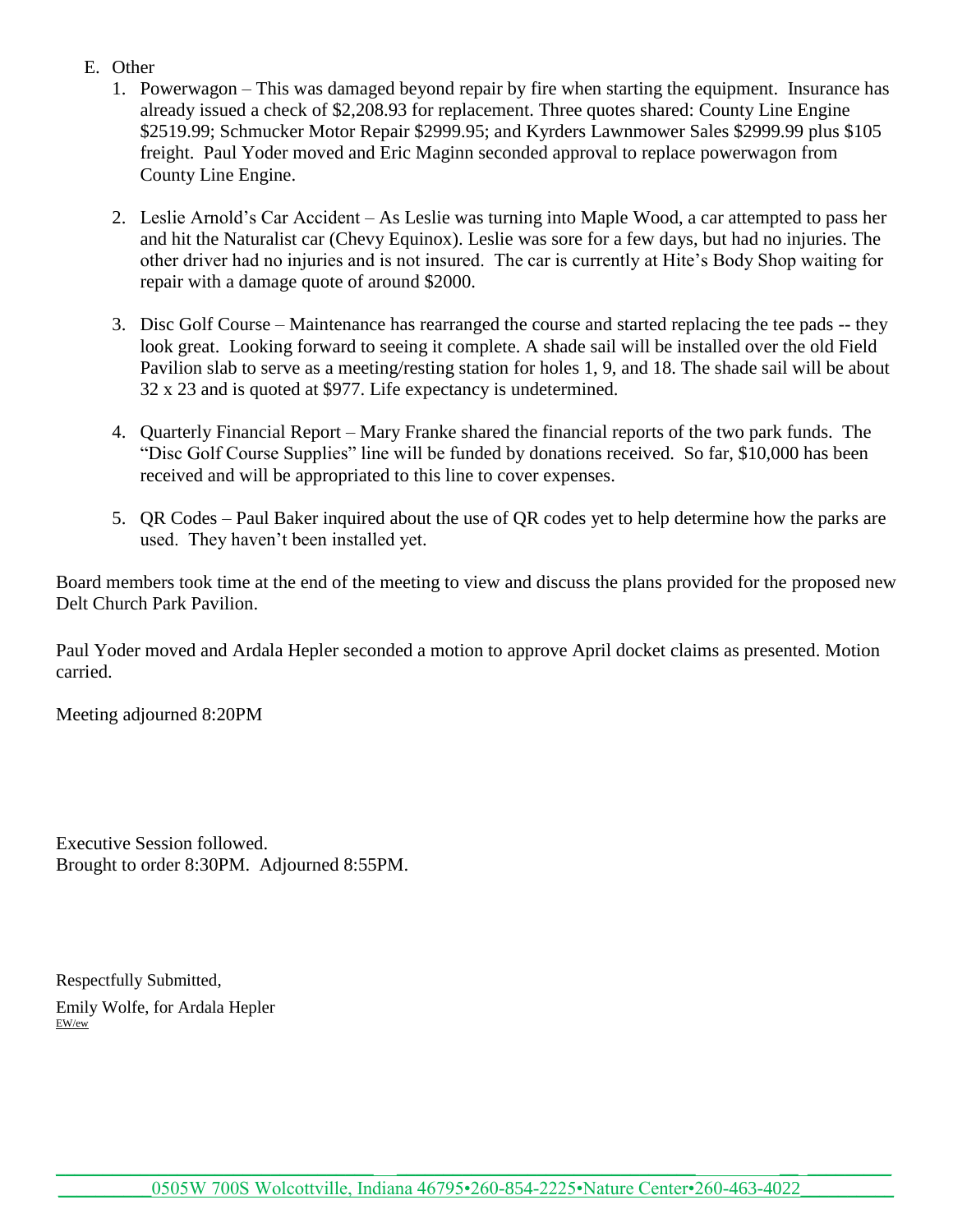E. Other

1. Powerwagon – This was damaged beyond repair by fire when starting the equipment. Insurance has already issued a check of $2,208.93 for replacement. Three quotes shared: County Line Engine $2519.99; Schmucker Motor Repair $2999.95; and Kyrders Lawnmower Sales $2999.99 plus $105 freight. Paul Yoder moved and Eric Maginn seconded approval to replace powerwagon from County Line Engine.

2. Leslie Arnold's Car Accident – As Leslie was turning into Maple Wood, a car attempted to pass her and hit the Naturalist car (Chevy Equinox). Leslie was sore for a few days, but had no injuries. The other driver had no injuries and is not insured. The car is currently at Hite's Body Shop waiting for repair with a damage quote of around $2000.

3. Disc Golf Course – Maintenance has rearranged the course and started replacing the tee pads -- they look great. Looking forward to seeing it complete. A shade sail will be installed over the old Field Pavilion slab to serve as a meeting/resting station for holes 1, 9, and 18. The shade sail will be about 32 x 23 and is quoted at $977. Life expectancy is undetermined.

4. Quarterly Financial Report – Mary Franke shared the financial reports of the two park funds. The "Disc Golf Course Supplies" line will be funded by donations received. So far, $10,000 has been received and will be appropriated to this line to cover expenses.

5. QR Codes – Paul Baker inquired about the use of QR codes yet to help determine how the parks are used. They haven't been installed yet.

Board members took time at the end of the meeting to view and discuss the plans provided for the proposed new Delt Church Park Pavilion.

Paul Yoder moved and Ardala Hepler seconded a motion to approve April docket claims as presented. Motion carried.

Meeting adjourned 8:20PM

Executive Session followed.
Brought to order 8:30PM. Adjourned 8:55PM.

Respectfully Submitted,

Emily Wolfe, for Ardala Hepler
EW/ew

0505W 700S Wolcottville, Indiana 46795•260-854-2225•Nature Center•260-463-4022